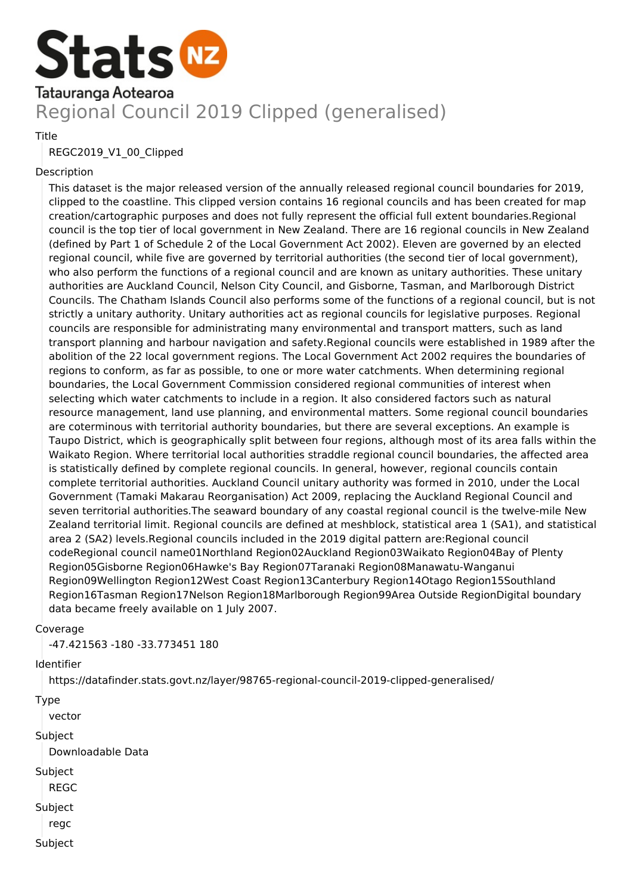Stats NZ

Tatauranga Aotearoa

# Regional Council 2019 Clipped (generalised)

Title

REGC2019_V1_00_Clipped

Description

This dataset is the major released version of the annually released regional council boundaries for 2019, clipped to the coastline. This clipped version contains 16 regional councils and has been created for map creation/cartographic purposes and does not fully represent the official full extent boundaries.Regional council is the top tier of local government in New Zealand. There are 16 regional councils in New Zealand (defined by Part 1 of Schedule 2 of the Local Government Act 2002). Eleven are governed by an elected regional council, while five are governed by territorial authorities (the second tier of local government), who also perform the functions of a regional council and are known as unitary authorities. These unitary authorities are Auckland Council, Nelson City Council, and Gisborne, Tasman, and Marlborough District Councils. The Chatham Islands Council also performs some of the functions of a regional council, but is not strictly a unitary authority. Unitary authorities act as regional councils for legislative purposes. Regional councils are responsible for administrating many environmental and transport matters, such as land transport planning and harbour navigation and safety.Regional councils were established in 1989 after the abolition of the 22 local government regions. The Local Government Act 2002 requires the boundaries of regions to conform, as far as possible, to one or more water catchments. When determining regional boundaries, the Local Government Commission considered regional communities of interest when selecting which water catchments to include in a region. It also considered factors such as natural resource management, land use planning, and environmental matters. Some regional council boundaries are coterminous with territorial authority boundaries, but there are several exceptions. An example is Taupo District, which is geographically split between four regions, although most of its area falls within the Waikato Region. Where territorial local authorities straddle regional council boundaries, the affected area is statistically defined by complete regional councils. In general, however, regional councils contain complete territorial authorities. Auckland Council unitary authority was formed in 2010, under the Local Government (Tamaki Makarau Reorganisation) Act 2009, replacing the Auckland Regional Council and seven territorial authorities.The seaward boundary of any coastal regional council is the twelve-mile New Zealand territorial limit. Regional councils are defined at meshblock, statistical area 1 (SA1), and statistical area 2 (SA2) levels.Regional councils included in the 2019 digital pattern are:Regional council codeRegional council name01Northland Region02Auckland Region03Waikato Region04Bay of Plenty Region05Gisborne Region06Hawke's Bay Region07Taranaki Region08Manawatu-Wanganui Region09Wellington Region12West Coast Region13Canterbury Region14Otago Region15Southland Region16Tasman Region17Nelson Region18Marlborough Region99Area Outside RegionDigital boundary data became freely available on 1 July 2007.

Coverage

-47.421563 -180 -33.773451 180

Identifier

https://datafinder.stats.govt.nz/layer/98765-regional-council-2019-clipped-generalised/

Type

vector

Subject

Downloadable Data

Subject

REGC

Subject

regc

Subject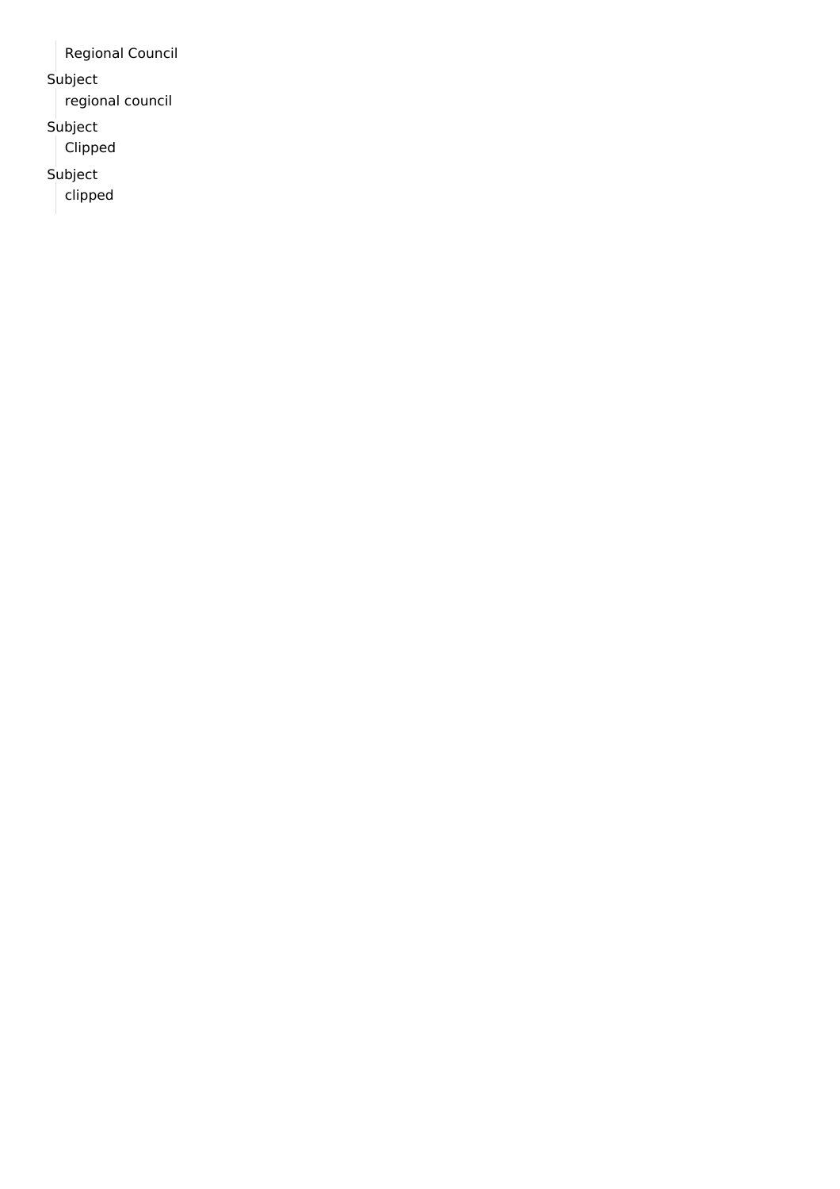Regional Council

Subject

regional council

Subject

Clipped

Subject

clipped